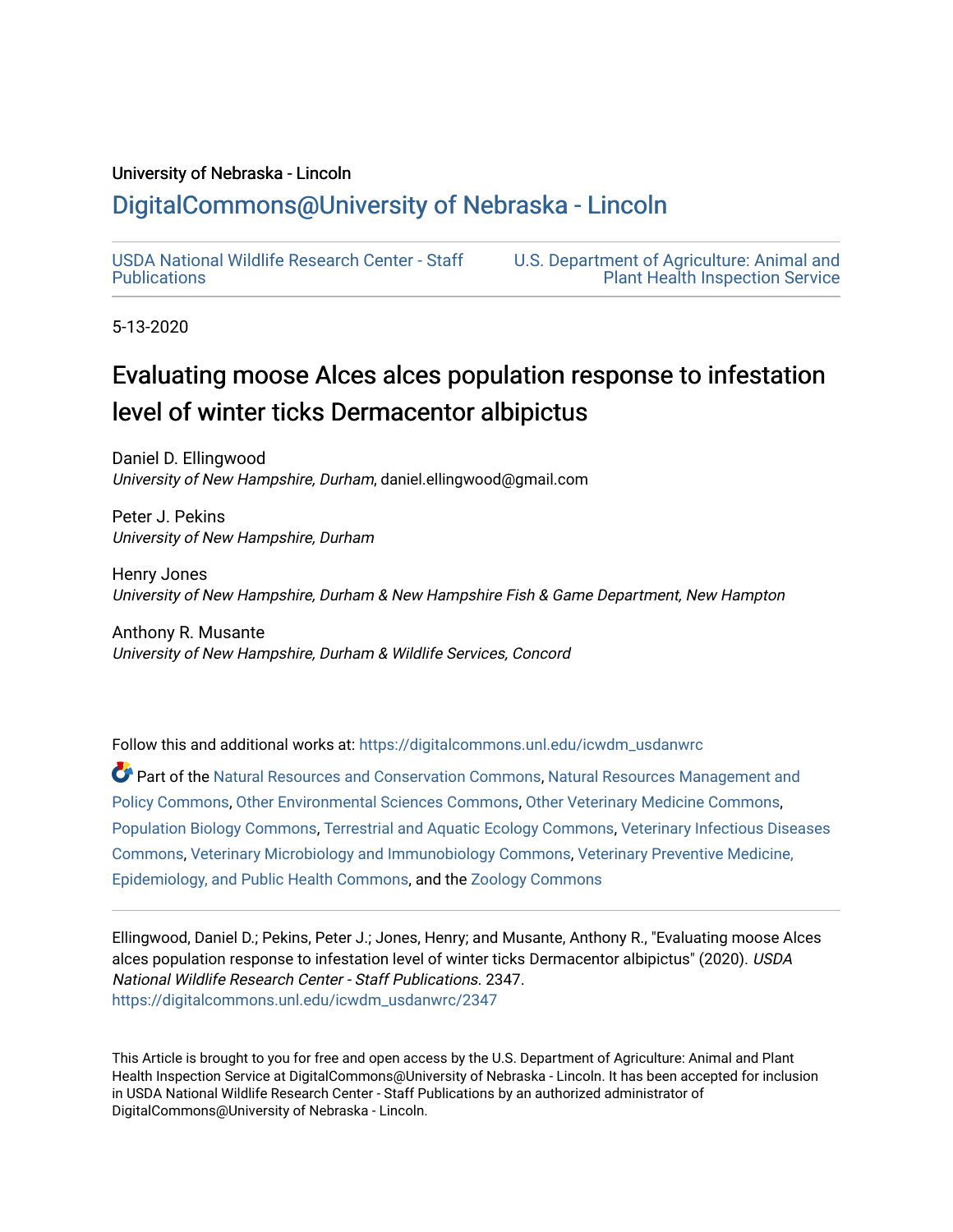University of Nebraska - Lincoln

## DigitalCommons@University of Nebraska - Lincoln

USDA National Wildlife Research Center - Staff Publications

U.S. Department of Agriculture: Animal and Plant Health Inspection Service

5-13-2020

# Evaluating moose Alces alces population response to infestation level of winter ticks Dermacentor albipictus

Daniel D. Ellingwood
*University of New Hampshire, Durham*, daniel.ellingwood@gmail.com

Peter J. Pekins
*University of New Hampshire, Durham*

Henry Jones
*University of New Hampshire, Durham & New Hampshire Fish & Game Department, New Hampton*

Anthony R. Musante
*University of New Hampshire, Durham & Wildlife Services, Concord*

Follow this and additional works at: https://digitalcommons.unl.edu/icwdm_usdanwrc

Part of the Natural Resources and Conservation Commons, Natural Resources Management and Policy Commons, Other Environmental Sciences Commons, Other Veterinary Medicine Commons, Population Biology Commons, Terrestrial and Aquatic Ecology Commons, Veterinary Infectious Diseases Commons, Veterinary Microbiology and Immunobiology Commons, Veterinary Preventive Medicine, Epidemiology, and Public Health Commons, and the Zoology Commons

Ellingwood, Daniel D.; Pekins, Peter J.; Jones, Henry; and Musante, Anthony R., "Evaluating moose Alces alces population response to infestation level of winter ticks Dermacentor albipictus" (2020). *USDA National Wildlife Research Center - Staff Publications*. 2347.
https://digitalcommons.unl.edu/icwdm_usdanwrc/2347

This Article is brought to you for free and open access by the U.S. Department of Agriculture: Animal and Plant Health Inspection Service at DigitalCommons@University of Nebraska - Lincoln. It has been accepted for inclusion in USDA National Wildlife Research Center - Staff Publications by an authorized administrator of DigitalCommons@University of Nebraska - Lincoln.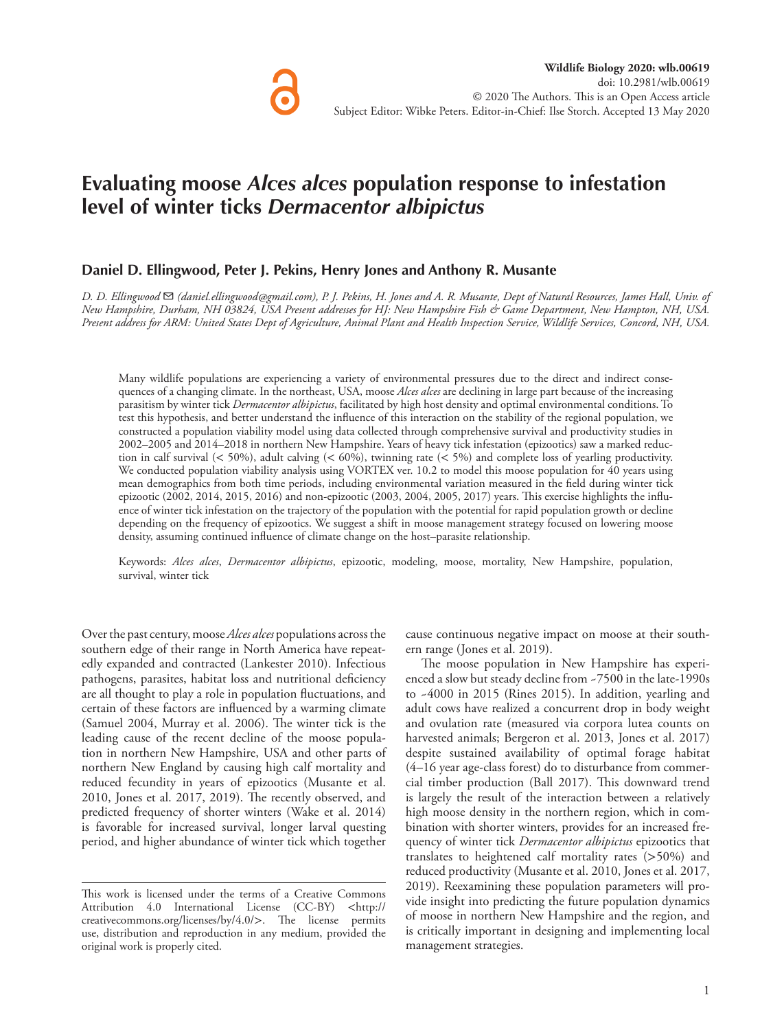Wildlife Biology 2020: wlb.00619
doi: 10.2981/wlb.00619
© 2020 The Authors. This is an Open Access article
Subject Editor: Wibke Peters. Editor-in-Chief: Ilse Storch. Accepted 13 May 2020

# Evaluating moose *Alces alces* population response to infestation level of winter ticks *Dermacentor albipictus*

## Daniel D. Ellingwood, Peter J. Pekins, Henry Jones and Anthony R. Musante

*D. D. Ellingwood ✉ (daniel.ellingwood@gmail.com), P. J. Pekins, H. Jones and A. R. Musante, Dept of Natural Resources, James Hall, Univ. of New Hampshire, Durham, NH 03824, USA Present addresses for HJ: New Hampshire Fish & Game Department, New Hampton, NH, USA. Present address for ARM: United States Dept of Agriculture, Animal Plant and Health Inspection Service, Wildlife Services, Concord, NH, USA.*

Many wildlife populations are experiencing a variety of environmental pressures due to the direct and indirect consequences of a changing climate. In the northeast, USA, moose *Alces alces* are declining in large part because of the increasing parasitism by winter tick *Dermacentor albipictus*, facilitated by high host density and optimal environmental conditions. To test this hypothesis, and better understand the influence of this interaction on the stability of the regional population, we constructed a population viability model using data collected through comprehensive survival and productivity studies in 2002–2005 and 2014–2018 in northern New Hampshire. Years of heavy tick infestation (epizootics) saw a marked reduction in calf survival (< 50%), adult calving (< 60%), twinning rate (< 5%) and complete loss of yearling productivity. We conducted population viability analysis using VORTEX ver. 10.2 to model this moose population for 40 years using mean demographics from both time periods, including environmental variation measured in the field during winter tick epizootic (2002, 2014, 2015, 2016) and non-epizootic (2003, 2004, 2005, 2017) years. This exercise highlights the influence of winter tick infestation on the trajectory of the population with the potential for rapid population growth or decline depending on the frequency of epizootics. We suggest a shift in moose management strategy focused on lowering moose density, assuming continued influence of climate change on the host–parasite relationship.

Keywords: *Alces alces*, *Dermacentor albipictus*, epizootic, modeling, moose, mortality, New Hampshire, population, survival, winter tick

Over the past century, moose *Alces alces* populations across the southern edge of their range in North America have repeatedly expanded and contracted (Lankester 2010). Infectious pathogens, parasites, habitat loss and nutritional deficiency are all thought to play a role in population fluctuations, and certain of these factors are influenced by a warming climate (Samuel 2004, Murray et al. 2006). The winter tick is the leading cause of the recent decline of the moose population in northern New Hampshire, USA and other parts of northern New England by causing high calf mortality and reduced fecundity in years of epizootics (Musante et al. 2010, Jones et al. 2017, 2019). The recently observed, and predicted frequency of shorter winters (Wake et al. 2014) is favorable for increased survival, longer larval questing period, and higher abundance of winter tick which together cause continuous negative impact on moose at their southern range (Jones et al. 2019).

The moose population in New Hampshire has experienced a slow but steady decline from ~7500 in the late-1990s to ~4000 in 2015 (Rines 2015). In addition, yearling and adult cows have realized a concurrent drop in body weight and ovulation rate (measured via corpora lutea counts on harvested animals; Bergeron et al. 2013, Jones et al. 2017) despite sustained availability of optimal forage habitat (4–16 year age-class forest) do to disturbance from commercial timber production (Ball 2017). This downward trend is largely the result of the interaction between a relatively high moose density in the northern region, which in combination with shorter winters, provides for an increased frequency of winter tick *Dermacentor albipictus* epizootics that translates to heightened calf mortality rates (>50%) and reduced productivity (Musante et al. 2010, Jones et al. 2017, 2019). Reexamining these population parameters will provide insight into predicting the future population dynamics of moose in northern New Hampshire and the region, and is critically important in designing and implementing local management strategies.

This work is licensed under the terms of a Creative Commons Attribution 4.0 International License (CC-BY) <http://creativecommons.org/licenses/by/4.0/>. The license permits use, distribution and reproduction in any medium, provided the original work is properly cited.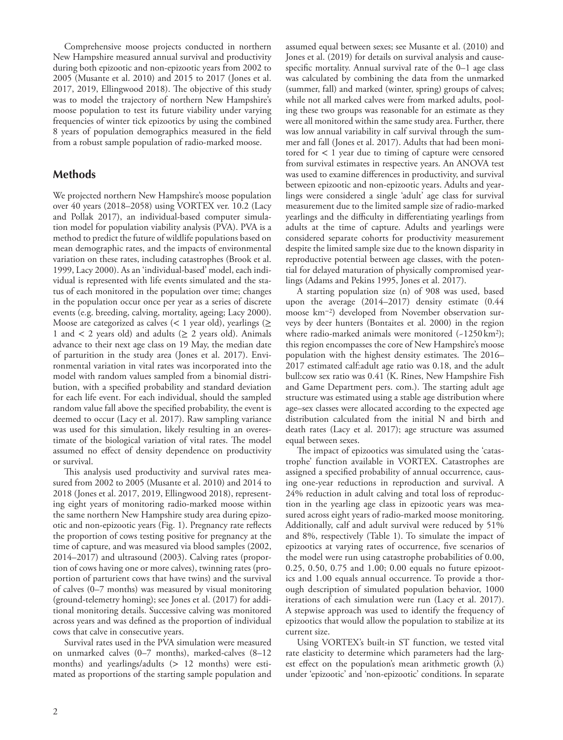Comprehensive moose projects conducted in northern New Hampshire measured annual survival and productivity during both epizootic and non-epizootic years from 2002 to 2005 (Musante et al. 2010) and 2015 to 2017 (Jones et al. 2017, 2019, Ellingwood 2018). The objective of this study was to model the trajectory of northern New Hampshire's moose population to test its future viability under varying frequencies of winter tick epizootics by using the combined 8 years of population demographics measured in the field from a robust sample population of radio-marked moose.

## Methods

We projected northern New Hampshire's moose population over 40 years (2018–2058) using VORTEX ver. 10.2 (Lacy and Pollak 2017), an individual-based computer simulation model for population viability analysis (PVA). PVA is a method to predict the future of wildlife populations based on mean demographic rates, and the impacts of environmental variation on these rates, including catastrophes (Brook et al. 1999, Lacy 2000). As an 'individual-based' model, each individual is represented with life events simulated and the status of each monitored in the population over time; changes in the population occur once per year as a series of discrete events (e.g. breeding, calving, mortality, ageing; Lacy 2000). Moose are categorized as calves (< 1 year old), yearlings (≥ 1 and < 2 years old) and adults (≥ 2 years old). Animals advance to their next age class on 19 May, the median date of parturition in the study area (Jones et al. 2017). Environmental variation in vital rates was incorporated into the model with random values sampled from a binomial distribution, with a specified probability and standard deviation for each life event. For each individual, should the sampled random value fall above the specified probability, the event is deemed to occur (Lacy et al. 2017). Raw sampling variance was used for this simulation, likely resulting in an overestimate of the biological variation of vital rates. The model assumed no effect of density dependence on productivity or survival.

This analysis used productivity and survival rates measured from 2002 to 2005 (Musante et al. 2010) and 2014 to 2018 (Jones et al. 2017, 2019, Ellingwood 2018), representing eight years of monitoring radio-marked moose within the same northern New Hampshire study area during epizootic and non-epizootic years (Fig. 1). Pregnancy rate reflects the proportion of cows testing positive for pregnancy at the time of capture, and was measured via blood samples (2002, 2014–2017) and ultrasound (2003). Calving rates (proportion of cows having one or more calves), twinning rates (proportion of parturient cows that have twins) and the survival of calves (0–7 months) was measured by visual monitoring (ground-telemetry homing); see Jones et al. (2017) for additional monitoring details. Successive calving was monitored across years and was defined as the proportion of individual cows that calve in consecutive years.

Survival rates used in the PVA simulation were measured on unmarked calves (0–7 months), marked-calves (8–12 months) and yearlings/adults (> 12 months) were estimated as proportions of the starting sample population and assumed equal between sexes; see Musante et al. (2010) and Jones et al. (2019) for details on survival analysis and cause-specific mortality. Annual survival rate of the 0–1 age class was calculated by combining the data from the unmarked (summer, fall) and marked (winter, spring) groups of calves; while not all marked calves were from marked adults, pooling these two groups was reasonable for an estimate as they were all monitored within the same study area. Further, there was low annual variability in calf survival through the summer and fall (Jones et al. 2017). Adults that had been monitored for < 1 year due to timing of capture were censored from survival estimates in respective years. An ANOVA test was used to examine differences in productivity, and survival between epizootic and non-epizootic years. Adults and yearlings were considered a single 'adult' age class for survival measurement due to the limited sample size of radio-marked yearlings and the difficulty in differentiating yearlings from adults at the time of capture. Adults and yearlings were considered separate cohorts for productivity measurement despite the limited sample size due to the known disparity in reproductive potential between age classes, with the potential for delayed maturation of physically compromised yearlings (Adams and Pekins 1995, Jones et al. 2017).

A starting population size (n) of 908 was used, based upon the average (2014–2017) density estimate (0.44 moose $km^{-2}$) developed from November observation surveys by deer hunters (Bontaites et al. 2000) in the region where radio-marked animals were monitored (~1250 $km^2$); this region encompasses the core of New Hampshire's moose population with the highest density estimates. The 2016–2017 estimated calf:adult age ratio was 0.18, and the adult bull:cow sex ratio was 0.41 (K. Rines, New Hampshire Fish and Game Department pers. com.). The starting adult age structure was estimated using a stable age distribution where age–sex classes were allocated according to the expected age distribution calculated from the initial N and birth and death rates (Lacy et al. 2017); age structure was assumed equal between sexes.

The impact of epizootics was simulated using the 'catastrophe' function available in VORTEX. Catastrophes are assigned a specified probability of annual occurrence, causing one-year reductions in reproduction and survival. A 24% reduction in adult calving and total loss of reproduction in the yearling age class in epizootic years was measured across eight years of radio-marked moose monitoring. Additionally, calf and adult survival were reduced by 51% and 8%, respectively (Table 1). To simulate the impact of epizootics at varying rates of occurrence, five scenarios of the model were run using catastrophe probabilities of 0.00, 0.25, 0.50, 0.75 and 1.00; 0.00 equals no future epizootics and 1.00 equals annual occurrence. To provide a thorough description of simulated population behavior, 1000 iterations of each simulation were run (Lacy et al. 2017). A stepwise approach was used to identify the frequency of epizootics that would allow the population to stabilize at its current size.

Using VORTEX's built-in ST function, we tested vital rate elasticity to determine which parameters had the largest effect on the population's mean arithmetic growth ($\lambda$) under 'epizootic' and 'non-epizootic' conditions. In separate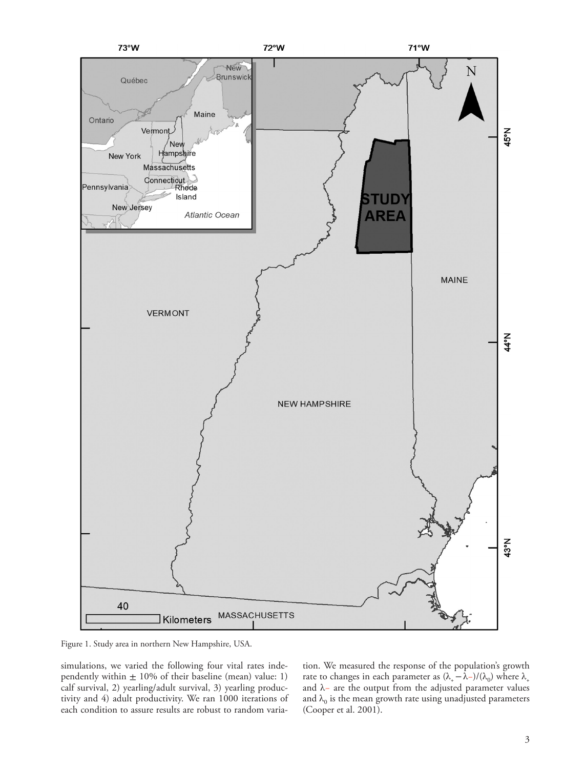Figure 1. Study area in northern New Hampshire, USA.

simulations, we varied the following four vital rates independently within ± 10% of their baseline (mean) value: 1) calf survival, 2) yearling/adult survival, 3) yearling productivity and 4) adult productivity. We ran 1000 iterations of each condition to assure results are robust to random variation. We measured the response of the population's growth rate to changes in each parameter as $(\lambda_{+} - \lambda_{-})/(\lambda_{0})$ where $\lambda_{+}$ and $\lambda_{-}$ are the output from the adjusted parameter values and $\lambda_{0}$ is the mean growth rate using unadjusted parameters (Cooper et al. 2001).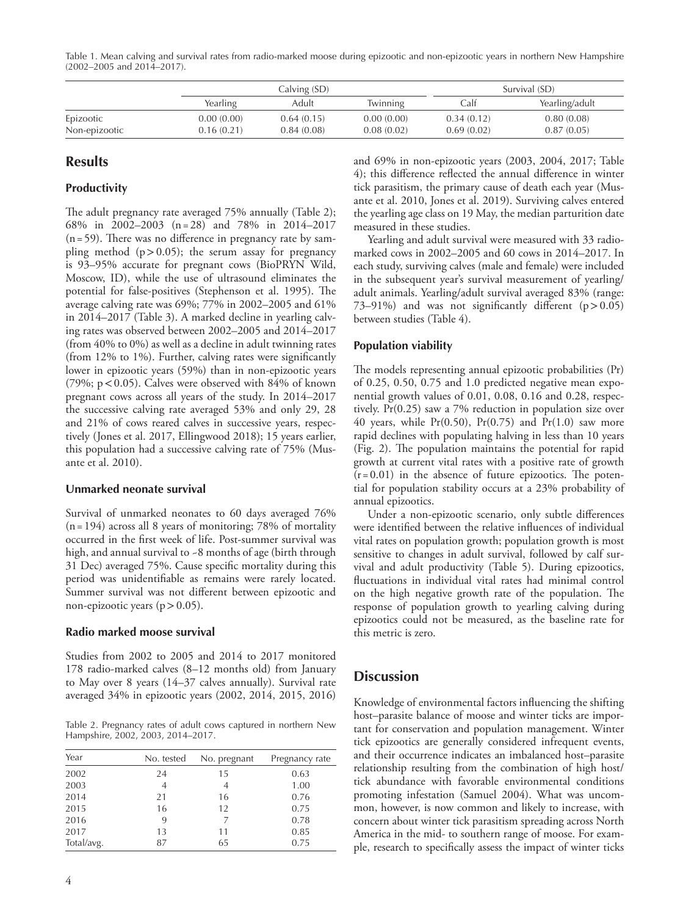Table 1. Mean calving and survival rates from radio-marked moose during epizootic and non-epizootic years in northern New Hampshire (2002–2005 and 2014–2017).

| | Calving (SD) | | | Survival (SD) | |
|---|---|---|---|---|---|
| | Yearling | Adult | Twinning | Calf | Yearling/adult |
| Epizootic | 0.00 (0.00) | 0.64 (0.15) | 0.00 (0.00) | 0.34 (0.12) | 0.80 (0.08) |
| Non-epizootic | 0.16 (0.21) | 0.84 (0.08) | 0.08 (0.02) | 0.69 (0.02) | 0.87 (0.05) |

## Results

### Productivity

The adult pregnancy rate averaged 75% annually (Table 2); 68% in 2002–2003 (n = 28) and 78% in 2014–2017 (n = 59). There was no difference in pregnancy rate by sampling method ($p > 0.05$); the serum assay for pregnancy is 93–95% accurate for pregnant cows (BioPRYN Wild, Moscow, ID), while the use of ultrasound eliminates the potential for false-positives (Stephenson et al. 1995). The average calving rate was 69%; 77% in 2002–2005 and 61% in 2014–2017 (Table 3). A marked decline in yearling calving rates was observed between 2002–2005 and 2014–2017 (from 40% to 0%) as well as a decline in adult twinning rates (from 12% to 1%). Further, calving rates were significantly lower in epizootic years (59%) than in non-epizootic years (79%; $p < 0.05$). Calves were observed with 84% of known pregnant cows across all years of the study. In 2014–2017 the successive calving rate averaged 53% and only 29, 28 and 21% of cows reared calves in successive years, respectively (Jones et al. 2017, Ellingwood 2018); 15 years earlier, this population had a successive calving rate of 75% (Musante et al. 2010).

### Unmarked neonate survival

Survival of unmarked neonates to 60 days averaged 76% (n = 194) across all 8 years of monitoring; 78% of mortality occurred in the first week of life. Post-summer survival was high, and annual survival to ~8 months of age (birth through 31 Dec) averaged 75%. Cause specific mortality during this period was unidentifiable as remains were rarely located. Summer survival was not different between epizootic and non-epizootic years ($p > 0.05$).

### Radio marked moose survival

Studies from 2002 to 2005 and 2014 to 2017 monitored 178 radio-marked calves (8–12 months old) from January to May over 8 years (14–37 calves annually). Survival rate averaged 34% in epizootic years (2002, 2014, 2015, 2016) and 69% in non-epizootic years (2003, 2004, 2017; Table 4); this difference reflected the annual difference in winter tick parasitism, the primary cause of death each year (Musante et al. 2010, Jones et al. 2019). Surviving calves entered the yearling age class on 19 May, the median parturition date measured in these studies.

Yearling and adult survival were measured with 33 radio-marked cows in 2002–2005 and 60 cows in 2014–2017. In each study, surviving calves (male and female) were included in the subsequent year's survival measurement of yearling/adult animals. Yearling/adult survival averaged 83% (range: 73–91%) and was not significantly different ($p > 0.05$) between studies (Table 4).

Table 2. Pregnancy rates of adult cows captured in northern New Hampshire, 2002, 2003, 2014–2017.

| Year | No. tested | No. pregnant | Pregnancy rate |
|---|---|---|---|
| 2002 | 24 | 15 | 0.63 |
| 2003 | 4 | 4 | 1.00 |
| 2014 | 21 | 16 | 0.76 |
| 2015 | 16 | 12 | 0.75 |
| 2016 | 9 | 7 | 0.78 |
| 2017 | 13 | 11 | 0.85 |
| Total/avg. | 87 | 65 | 0.75 |

### Population viability

The models representing annual epizootic probabilities (Pr) of 0.25, 0.50, 0.75 and 1.0 predicted negative mean exponential growth values of 0.01, 0.08, 0.16 and 0.28, respectively. Pr(0.25) saw a 7% reduction in population size over 40 years, while Pr(0.50), Pr(0.75) and Pr(1.0) saw more rapid declines with populating halving in less than 10 years (Fig. 2). The population maintains the potential for rapid growth at current vital rates with a positive rate of growth ($r = 0.01$) in the absence of future epizootics. The potential for population stability occurs at a 23% probability of annual epizootics.

Under a non-epizootic scenario, only subtle differences were identified between the relative influences of individual vital rates on population growth; population growth is most sensitive to changes in adult survival, followed by calf survival and adult productivity (Table 5). During epizootics, fluctuations in individual vital rates had minimal control on the high negative growth rate of the population. The response of population growth to yearling calving during epizootics could not be measured, as the baseline rate for this metric is zero.

## Discussion

Knowledge of environmental factors influencing the shifting host–parasite balance of moose and winter ticks are important for conservation and population management. Winter tick epizootics are generally considered infrequent events, and their occurrence indicates an imbalanced host–parasite relationship resulting from the combination of high host/tick abundance with favorable environmental conditions promoting infestation (Samuel 2004). What was uncommon, however, is now common and likely to increase, with concern about winter tick parasitism spreading across North America in the mid- to southern range of moose. For example, research to specifically assess the impact of winter ticks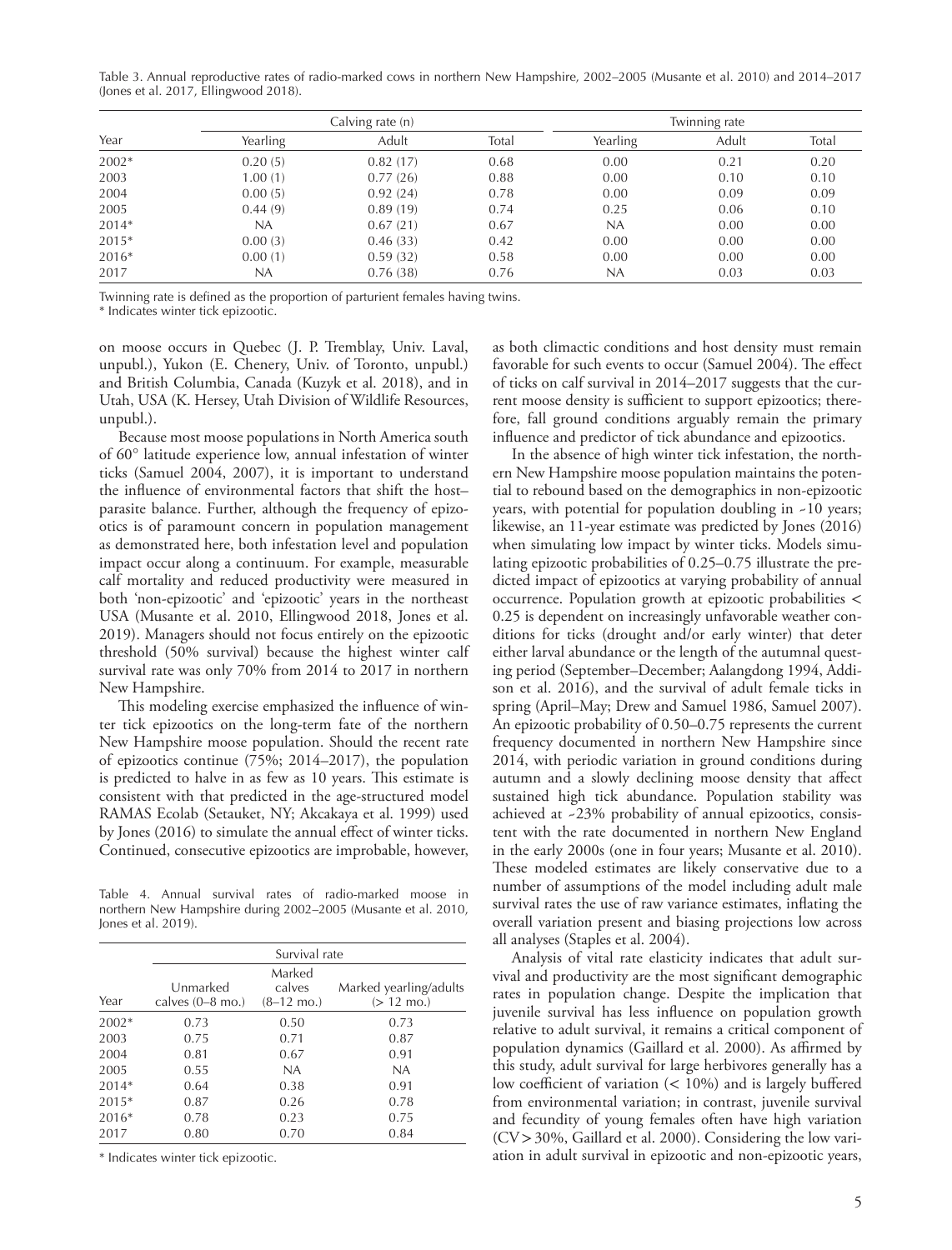Table 3. Annual reproductive rates of radio-marked cows in northern New Hampshire, 2002–2005 (Musante et al. 2010) and 2014–2017 (Jones et al. 2017, Ellingwood 2018).

| Year | Calving rate (n) | | | Twinning rate | | |
|---|---|---|---|---|---|---|
| | Yearling | Adult | Total | Yearling | Adult | Total |
| 2002* | 0.20 (5) | 0.82 (17) | 0.68 | 0.00 | 0.21 | 0.20 |
| 2003 | 1.00 (1) | 0.77 (26) | 0.88 | 0.00 | 0.10 | 0.10 |
| 2004 | 0.00 (5) | 0.92 (24) | 0.78 | 0.00 | 0.09 | 0.09 |
| 2005 | 0.44 (9) | 0.89 (19) | 0.74 | 0.25 | 0.06 | 0.10 |
| 2014* | NA | 0.67 (21) | 0.67 | NA | 0.00 | 0.00 |
| 2015* | 0.00 (3) | 0.46 (33) | 0.42 | 0.00 | 0.00 | 0.00 |
| 2016* | 0.00 (1) | 0.59 (32) | 0.58 | 0.00 | 0.00 | 0.00 |
| 2017 | NA | 0.76 (38) | 0.76 | NA | 0.03 | 0.03 |

Twinning rate is defined as the proportion of parturient females having twins.
* Indicates winter tick epizootic.

on moose occurs in Quebec (J. P. Tremblay, Univ. Laval, unpubl.), Yukon (E. Chenery, Univ. of Toronto, unpubl.) and British Columbia, Canada (Kuzyk et al. 2018), and in Utah, USA (K. Hersey, Utah Division of Wildlife Resources, unpubl.).

Because most moose populations in North America south of 60° latitude experience low, annual infestation of winter ticks (Samuel 2004, 2007), it is important to understand the influence of environmental factors that shift the host–parasite balance. Further, although the frequency of epizootics is of paramount concern in population management as demonstrated here, both infestation level and population impact occur along a continuum. For example, measurable calf mortality and reduced productivity were measured in both 'non-epizootic' and 'epizootic' years in the northeast USA (Musante et al. 2010, Ellingwood 2018, Jones et al. 2019). Managers should not focus entirely on the epizootic threshold (50% survival) because the highest winter calf survival rate was only 70% from 2014 to 2017 in northern New Hampshire.

This modeling exercise emphasized the influence of winter tick epizootics on the long-term fate of the northern New Hampshire moose population. Should the recent rate of epizootics continue (75%; 2014–2017), the population is predicted to halve in as few as 10 years. This estimate is consistent with that predicted in the age-structured model RAMAS Ecolab (Setauket, NY; Akcakaya et al. 1999) used by Jones (2016) to simulate the annual effect of winter ticks. Continued, consecutive epizootics are improbable, however, as both climactic conditions and host density must remain favorable for such events to occur (Samuel 2004). The effect of ticks on calf survival in 2014–2017 suggests that the current moose density is sufficient to support epizootics; therefore, fall ground conditions arguably remain the primary influence and predictor of tick abundance and epizootics.

In the absence of high winter tick infestation, the northern New Hampshire moose population maintains the potential to rebound based on the demographics in non-epizootic years, with potential for population doubling in ~10 years; likewise, an 11-year estimate was predicted by Jones (2016) when simulating low impact by winter ticks. Models simulating epizootic probabilities of 0.25–0.75 illustrate the predicted impact of epizootics at varying probability of annual occurrence. Population growth at epizootic probabilities < 0.25 is dependent on increasingly unfavorable weather conditions for ticks (drought and/or early winter) that deter either larval abundance or the length of the autumnal questing period (September–December; Aalangdong 1994, Addison et al. 2016), and the survival of adult female ticks in spring (April–May; Drew and Samuel 1986, Samuel 2007). An epizootic probability of 0.50–0.75 represents the current frequency documented in northern New Hampshire since 2014, with periodic variation in ground conditions during autumn and a slowly declining moose density that affect sustained high tick abundance. Population stability was achieved at ~23% probability of annual epizootics, consistent with the rate documented in northern New England in the early 2000s (one in four years; Musante et al. 2010). These modeled estimates are likely conservative due to a number of assumptions of the model including adult male survival rates the use of raw variance estimates, inflating the overall variation present and biasing projections low across all analyses (Staples et al. 2004).

Analysis of vital rate elasticity indicates that adult survival and productivity are the most significant demographic rates in population change. Despite the implication that juvenile survival has less influence on population growth relative to adult survival, it remains a critical component of population dynamics (Gaillard et al. 2000). As affirmed by this study, adult survival for large herbivores generally has a low coefficient of variation (< 10%) and is largely buffered from environmental variation; in contrast, juvenile survival and fecundity of young females often have high variation (CV > 30%, Gaillard et al. 2000). Considering the low variation in adult survival in epizootic and non-epizootic years,

Table 4. Annual survival rates of radio-marked moose in northern New Hampshire during 2002–2005 (Musante et al. 2010, Jones et al. 2019).

| Year | Survival rate | | |
|---|---|---|---|
| | Unmarked calves (0–8 mo.) | Marked calves (8–12 mo.) | Marked yearling/adults (> 12 mo.) |
| 2002* | 0.73 | 0.50 | 0.73 |
| 2003 | 0.75 | 0.71 | 0.87 |
| 2004 | 0.81 | 0.67 | 0.91 |
| 2005 | 0.55 | NA | NA |
| 2014* | 0.64 | 0.38 | 0.91 |
| 2015* | 0.87 | 0.26 | 0.78 |
| 2016* | 0.78 | 0.23 | 0.75 |
| 2017 | 0.80 | 0.70 | 0.84 |

* Indicates winter tick epizootic.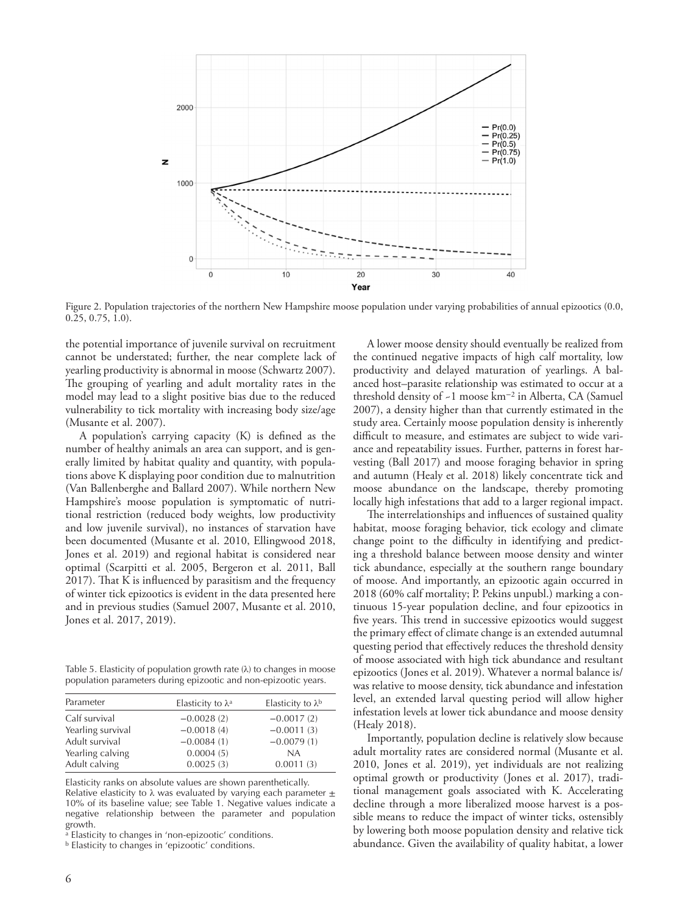Figure 2. Population trajectories of the northern New Hampshire moose population under varying probabilities of annual epizootics (0.0, 0.25, 0.75, 1.0).

the potential importance of juvenile survival on recruitment cannot be understated; further, the near complete lack of yearling productivity is abnormal in moose (Schwartz 2007). The grouping of yearling and adult mortality rates in the model may lead to a slight positive bias due to the reduced vulnerability to tick mortality with increasing body size/age (Musante et al. 2007).

A population's carrying capacity (K) is defined as the number of healthy animals an area can support, and is generally limited by habitat quality and quantity, with populations above K displaying poor condition due to malnutrition (Van Ballenberghe and Ballard 2007). While northern New Hampshire's moose population is symptomatic of nutritional restriction (reduced body weights, low productivity and low juvenile survival), no instances of starvation have been documented (Musante et al. 2010, Ellingwood 2018, Jones et al. 2019) and regional habitat is considered near optimal (Scarpitti et al. 2005, Bergeron et al. 2011, Ball 2017). That K is influenced by parasitism and the frequency of winter tick epizootics is evident in the data presented here and in previous studies (Samuel 2007, Musante et al. 2010, Jones et al. 2017, 2019).

Table 5. Elasticity of population growth rate (λ) to changes in moose population parameters during epizootic and non-epizootic years.

| Parameter | Elasticity to λ[a] | Elasticity to λ[b] |
|---|---|---|
| Calf survival | −0.0028 (2) | −0.0017 (2) |
| Yearling survival | −0.0018 (4) | −0.0011 (3) |
| Adult survival | −0.0084 (1) | −0.0079 (1) |
| Yearling calving | 0.0004 (5) | NA |
| Adult calving | 0.0025 (3) | 0.0011 (3) |

Elasticity ranks on absolute values are shown parenthetically. Relative elasticity to λ was evaluated by varying each parameter ± 10% of its baseline value; see Table 1. Negative values indicate a negative relationship between the parameter and population growth.

[a] Elasticity to changes in 'non-epizootic' conditions.

[b] Elasticity to changes in 'epizootic' conditions.

A lower moose density should eventually be realized from the continued negative impacts of high calf mortality, low productivity and delayed maturation of yearlings. A balanced host–parasite relationship was estimated to occur at a threshold density of ~1 moose km$^{-2}$ in Alberta, CA (Samuel 2007), a density higher than that currently estimated in the study area. Certainly moose population density is inherently difficult to measure, and estimates are subject to wide variance and repeatability issues. Further, patterns in forest harvesting (Ball 2017) and moose foraging behavior in spring and autumn (Healy et al. 2018) likely concentrate tick and moose abundance on the landscape, thereby promoting locally high infestations that add to a larger regional impact.

The interrelationships and influences of sustained quality habitat, moose foraging behavior, tick ecology and climate change point to the difficulty in identifying and predicting a threshold balance between moose density and winter tick abundance, especially at the southern range boundary of moose. And importantly, an epizootic again occurred in 2018 (60% calf mortality; P. Pekins unpubl.) marking a continuous 15-year population decline, and four epizootics in five years. This trend in successive epizootics would suggest the primary effect of climate change is an extended autumnal questing period that effectively reduces the threshold density of moose associated with high tick abundance and resultant epizootics (Jones et al. 2019). Whatever a normal balance is/was relative to moose density, tick abundance and infestation level, an extended larval questing period will allow higher infestation levels at lower tick abundance and moose density (Healy 2018).

Importantly, population decline is relatively slow because adult mortality rates are considered normal (Musante et al. 2010, Jones et al. 2019), yet individuals are not realizing optimal growth or productivity (Jones et al. 2017), traditional management goals associated with K. Accelerating decline through a more liberalized moose harvest is a possible means to reduce the impact of winter ticks, ostensibly by lowering both moose population density and relative tick abundance. Given the availability of quality habitat, a lower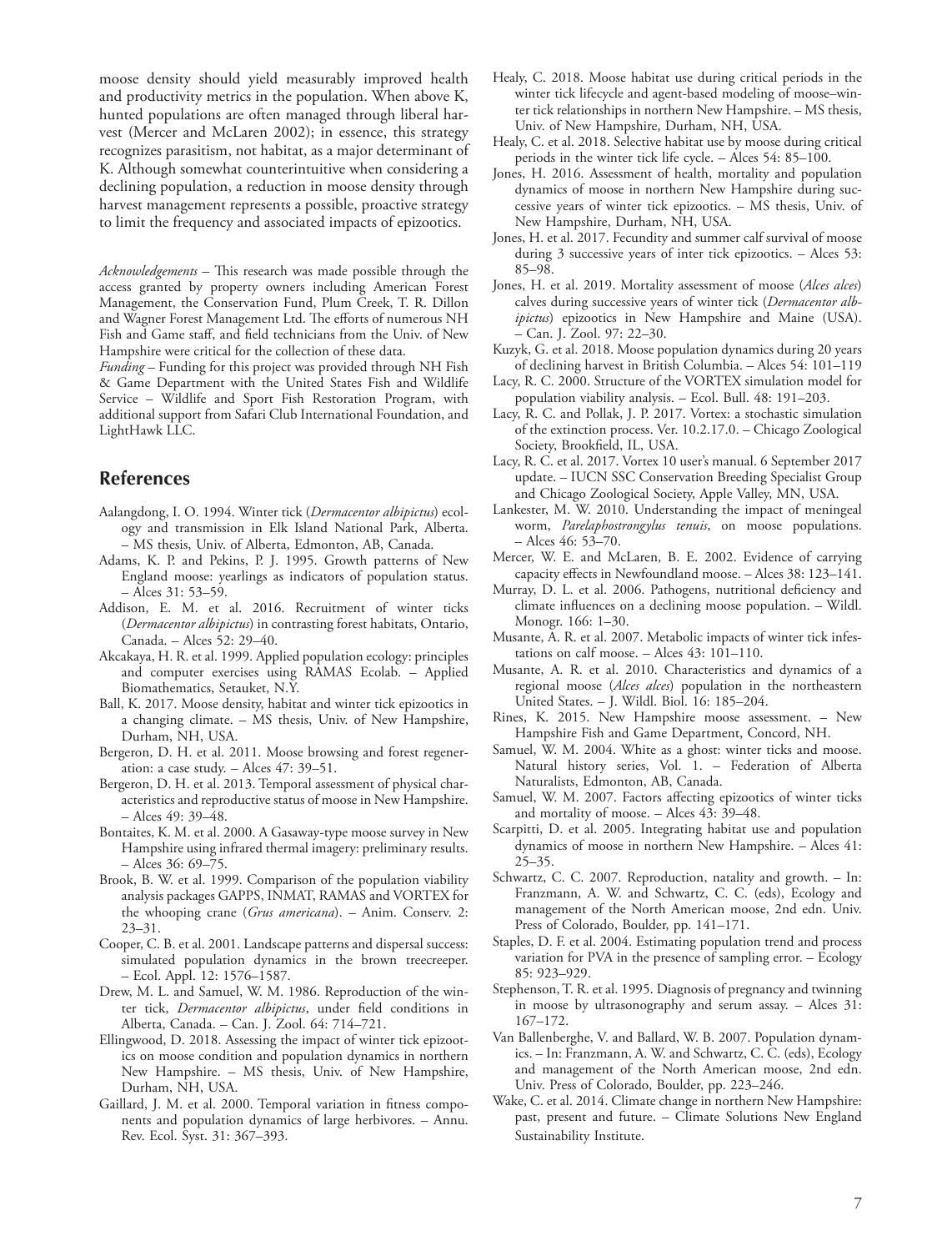moose density should yield measurably improved health and productivity metrics in the population. When above K, hunted populations are often managed through liberal harvest (Mercer and McLaren 2002); in essence, this strategy recognizes parasitism, not habitat, as a major determinant of K. Although somewhat counterintuitive when considering a declining population, a reduction in moose density through harvest management represents a possible, proactive strategy to limit the frequency and associated impacts of epizootics.

*Acknowledgements* – This research was made possible through the access granted by property owners including American Forest Management, the Conservation Fund, Plum Creek, T. R. Dillon and Wagner Forest Management Ltd. The efforts of numerous NH Fish and Game staff, and field technicians from the Univ. of New Hampshire were critical for the collection of these data.

*Funding* – Funding for this project was provided through NH Fish & Game Department with the United States Fish and Wildlife Service – Wildlife and Sport Fish Restoration Program, with additional support from Safari Club International Foundation, and LightHawk LLC.

## References

Aalangdong, I. O. 1994. Winter tick (*Dermacentor albipictus*) ecology and transmission in Elk Island National Park, Alberta. – MS thesis, Univ. of Alberta, Edmonton, AB, Canada.

Adams, K. P. and Pekins, P. J. 1995. Growth patterns of New England moose: yearlings as indicators of population status. – Alces 31: 53–59.

Addison, E. M. et al. 2016. Recruitment of winter ticks (*Dermacentor albipictus*) in contrasting forest habitats, Ontario, Canada. – Alces 52: 29–40.

Akcakaya, H. R. et al. 1999. Applied population ecology: principles and computer exercises using RAMAS Ecolab. – Applied Biomathematics, Setauket, N.Y.

Ball, K. 2017. Moose density, habitat and winter tick epizootics in a changing climate. – MS thesis, Univ. of New Hampshire, Durham, NH, USA.

Bergeron, D. H. et al. 2011. Moose browsing and forest regeneration: a case study. – Alces 47: 39–51.

Bergeron, D. H. et al. 2013. Temporal assessment of physical characteristics and reproductive status of moose in New Hampshire. – Alces 49: 39–48.

Bontaites, K. M. et al. 2000. A Gasaway-type moose survey in New Hampshire using infrared thermal imagery: preliminary results. – Alces 36: 69–75.

Brook, B. W. et al. 1999. Comparison of the population viability analysis packages GAPPS, INMAT, RAMAS and VORTEX for the whooping crane (*Grus americana*). – Anim. Conserv. 2: 23–31.

Cooper, C. B. et al. 2001. Landscape patterns and dispersal success: simulated population dynamics in the brown treecreeper. – Ecol. Appl. 12: 1576–1587.

Drew, M. L. and Samuel, W. M. 1986. Reproduction of the winter tick, *Dermacentor albipictus*, under field conditions in Alberta, Canada. – Can. J. Zool. 64: 714–721.

Ellingwood, D. 2018. Assessing the impact of winter tick epizootics on moose condition and population dynamics in northern New Hampshire. – MS thesis, Univ. of New Hampshire, Durham, NH, USA.

Gaillard, J. M. et al. 2000. Temporal variation in fitness components and population dynamics of large herbivores. – Annu. Rev. Ecol. Syst. 31: 367–393.

Healy, C. 2018. Moose habitat use during critical periods in the winter tick lifecycle and agent-based modeling of moose–winter tick relationships in northern New Hampshire. – MS thesis, Univ. of New Hampshire, Durham, NH, USA.

Healy, C. et al. 2018. Selective habitat use by moose during critical periods in the winter tick life cycle. – Alces 54: 85–100.

Jones, H. 2016. Assessment of health, mortality and population dynamics of moose in northern New Hampshire during successive years of winter tick epizootics. – MS thesis, Univ. of New Hampshire, Durham, NH, USA.

Jones, H. et al. 2017. Fecundity and summer calf survival of moose during 3 successive years of inter tick epizootics. – Alces 53: 85–98.

Jones, H. et al. 2019. Mortality assessment of moose (*Alces alces*) calves during successive years of winter tick (*Dermacentor albipictus*) epizootics in New Hampshire and Maine (USA). – Can. J. Zool. 97: 22–30.

Kuzyk, G. et al. 2018. Moose population dynamics during 20 years of declining harvest in British Columbia. – Alces 54: 101–119

Lacy, R. C. 2000. Structure of the VORTEX simulation model for population viability analysis. – Ecol. Bull. 48: 191–203.

Lacy, R. C. and Pollak, J. P. 2017. Vortex: a stochastic simulation of the extinction process. Ver. 10.2.17.0. – Chicago Zoological Society, Brookfield, IL, USA.

Lacy, R. C. et al. 2017. Vortex 10 user's manual. 6 September 2017 update. – IUCN SSC Conservation Breeding Specialist Group and Chicago Zoological Society, Apple Valley, MN, USA.

Lankester, M. W. 2010. Understanding the impact of meningeal worm, *Parelaphostrongylus tenuis*, on moose populations. – Alces 46: 53–70.

Mercer, W. E. and McLaren, B. E. 2002. Evidence of carrying capacity effects in Newfoundland moose. – Alces 38: 123–141.

Murray, D. L. et al. 2006. Pathogens, nutritional deficiency and climate influences on a declining moose population. – Wildl. Monogr. 166: 1–30.

Musante, A. R. et al. 2007. Metabolic impacts of winter tick infestations on calf moose. – Alces 43: 101–110.

Musante, A. R. et al. 2010. Characteristics and dynamics of a regional moose (*Alces alces*) population in the northeastern United States. – J. Wildl. Biol. 16: 185–204.

Rines, K. 2015. New Hampshire moose assessment. – New Hampshire Fish and Game Department, Concord, NH.

Samuel, W. M. 2004. White as a ghost: winter ticks and moose. Natural history series, Vol. 1. – Federation of Alberta Naturalists, Edmonton, AB, Canada.

Samuel, W. M. 2007. Factors affecting epizootics of winter ticks and mortality of moose. – Alces 43: 39–48.

Scarpitti, D. et al. 2005. Integrating habitat use and population dynamics of moose in northern New Hampshire. – Alces 41: 25–35.

Schwartz, C. C. 2007. Reproduction, natality and growth. – In: Franzmann, A. W. and Schwartz, C. C. (eds), Ecology and management of the North American moose, 2nd edn. Univ. Press of Colorado, Boulder, pp. 141–171.

Staples, D. F. et al. 2004. Estimating population trend and process variation for PVA in the presence of sampling error. – Ecology 85: 923–929.

Stephenson, T. R. et al. 1995. Diagnosis of pregnancy and twinning in moose by ultrasonography and serum assay. – Alces 31: 167–172.

Van Ballenberghe, V. and Ballard, W. B. 2007. Population dynamics. – In: Franzmann, A. W. and Schwartz, C. C. (eds), Ecology and management of the North American moose, 2nd edn. Univ. Press of Colorado, Boulder, pp. 223–246.

Wake, C. et al. 2014. Climate change in northern New Hampshire: past, present and future. – Climate Solutions New England Sustainability Institute.